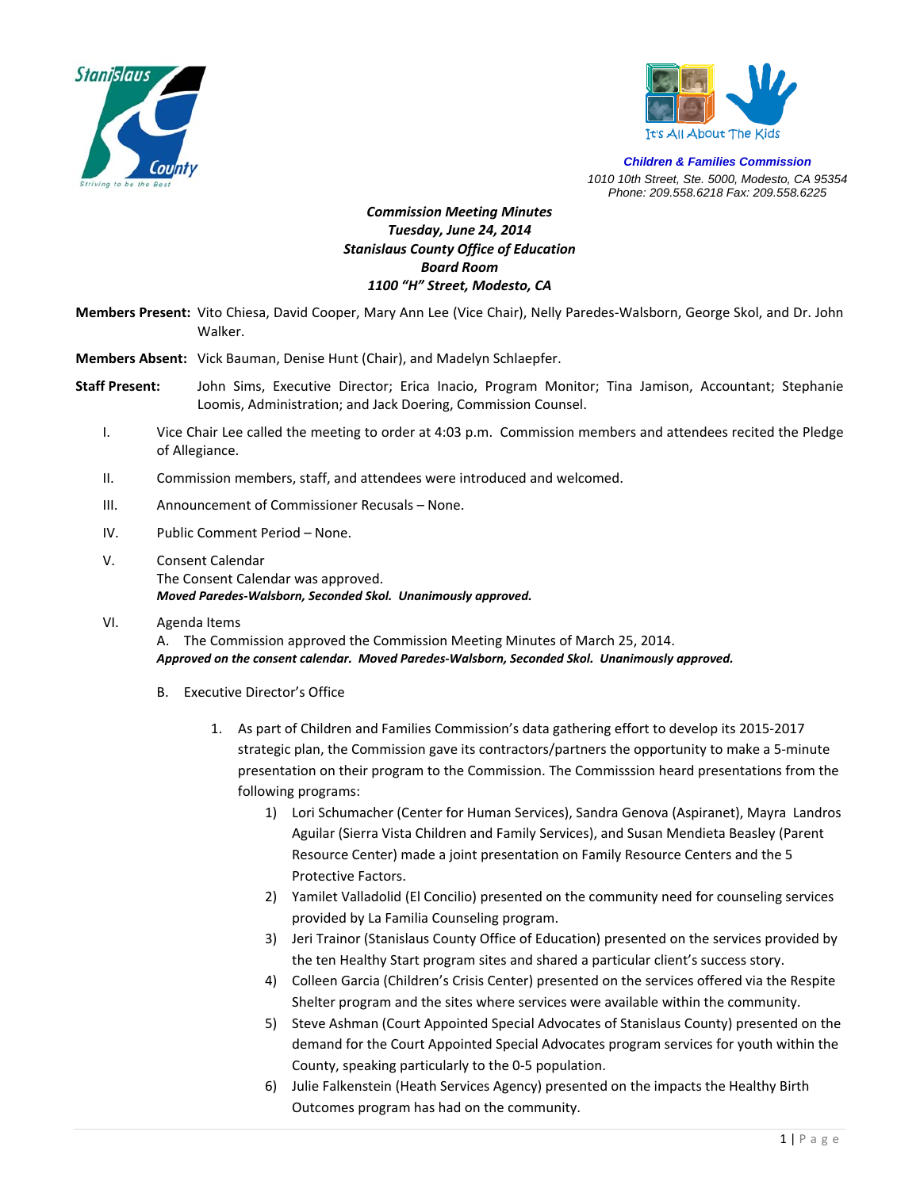Stanislaus County

*Striving to be the Best*

It's All About The Kids

***Children & Families Commission***

*1010 10th Street, Ste. 5000, Modesto, CA 95354*
*Phone: 209.558.6218 Fax: 209.558.6225*

***Commission Meeting Minutes***
***Tuesday, June 24, 2014***
***Stanislaus County Office of Education***
***Board Room***
***1100 "H" Street, Modesto, CA***

**Members Present:** Vito Chiesa, David Cooper, Mary Ann Lee (Vice Chair), Nelly Paredes-Walsborn, George Skol, and Dr. John Walker.

**Members Absent:** Vick Bauman, Denise Hunt (Chair), and Madelyn Schlaepfer.

**Staff Present:** John Sims, Executive Director; Erica Inacio, Program Monitor; Tina Jamison, Accountant; Stephanie Loomis, Administration; and Jack Doering, Commission Counsel.

I. Vice Chair Lee called the meeting to order at 4:03 p.m. Commission members and attendees recited the Pledge of Allegiance.

II. Commission members, staff, and attendees were introduced and welcomed.

III. Announcement of Commissioner Recusals – None.

IV. Public Comment Period – None.

V. Consent Calendar
The Consent Calendar was approved.
***Moved Paredes-Walsborn, Seconded Skol. Unanimously approved.***

VI. Agenda Items
A. The Commission approved the Commission Meeting Minutes of March 25, 2014.
***Approved on the consent calendar. Moved Paredes-Walsborn, Seconded Skol. Unanimously approved.***

B. Executive Director's Office

1. As part of Children and Families Commission's data gathering effort to develop its 2015-2017 strategic plan, the Commission gave its contractors/partners the opportunity to make a 5-minute presentation on their program to the Commission. The Commisssion heard presentations from the following programs:
   1) Lori Schumacher (Center for Human Services), Sandra Genova (Aspiranet), Mayra Landros Aguilar (Sierra Vista Children and Family Services), and Susan Mendieta Beasley (Parent Resource Center) made a joint presentation on Family Resource Centers and the 5 Protective Factors.
   2) Yamilet Valladolid (El Concilio) presented on the community need for counseling services provided by La Familia Counseling program.
   3) Jeri Trainor (Stanislaus County Office of Education) presented on the services provided by the ten Healthy Start program sites and shared a particular client's success story.
   4) Colleen Garcia (Children's Crisis Center) presented on the services offered via the Respite Shelter program and the sites where services were available within the community.
   5) Steve Ashman (Court Appointed Special Advocates of Stanislaus County) presented on the demand for the Court Appointed Special Advocates program services for youth within the County, speaking particularly to the 0-5 population.
   6) Julie Falkenstein (Heath Services Agency) presented on the impacts the Healthy Birth Outcomes program has had on the community.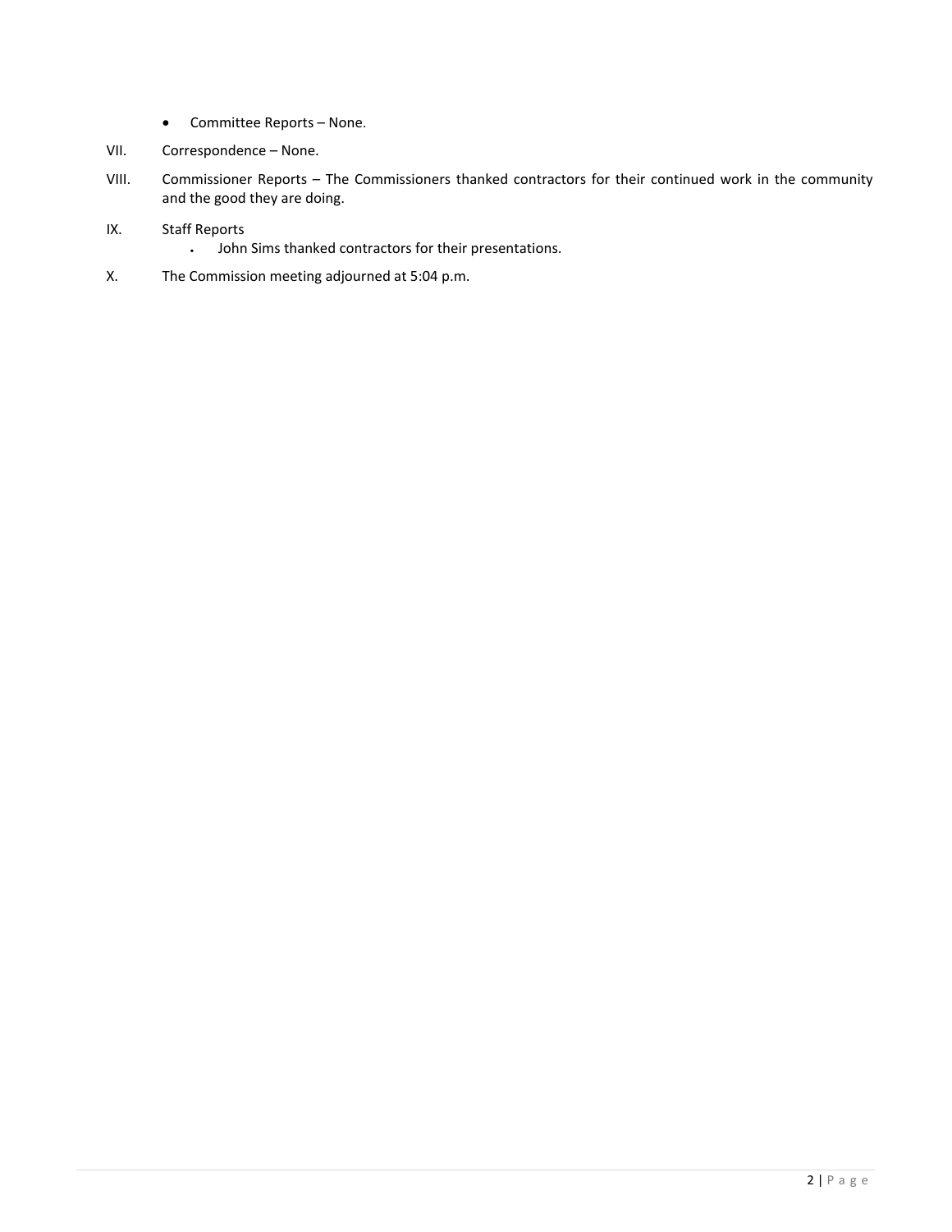- Committee Reports – None.

VII. Correspondence – None.

VIII. Commissioner Reports – The Commissioners thanked contractors for their continued work in the community and the good they are doing.

IX. Staff Reports
   - John Sims thanked contractors for their presentations.

X. The Commission meeting adjourned at 5:04 p.m.